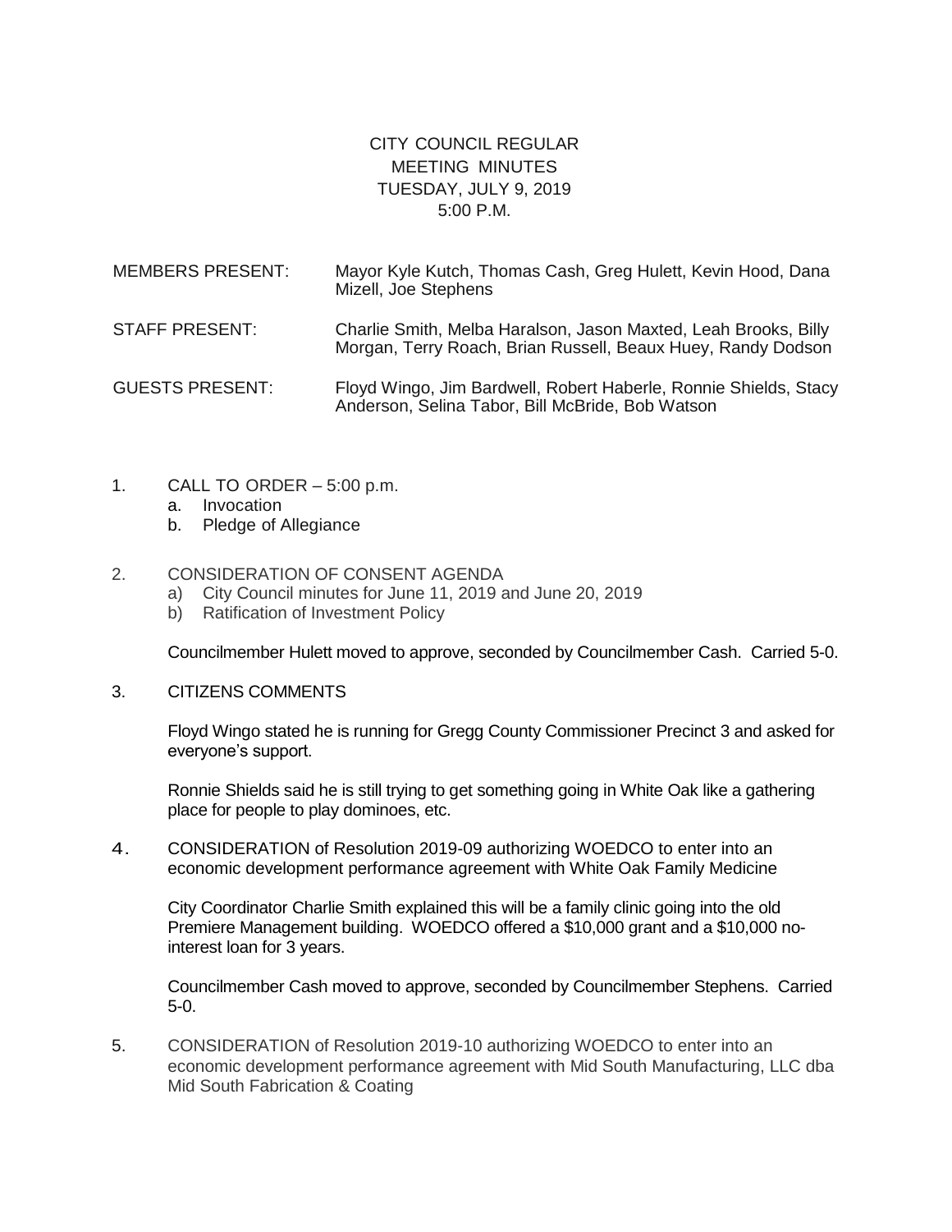# CITY COUNCIL REGULAR MEETING MINUTES
## TUESDAY, JULY 9, 2019
## 5:00 P.M.

MEMBERS PRESENT: Mayor Kyle Kutch, Thomas Cash, Greg Hulett, Kevin Hood, Dana Mizell, Joe Stephens

STAFF PRESENT: Charlie Smith, Melba Haralson, Jason Maxted, Leah Brooks, Billy Morgan, Terry Roach, Brian Russell, Beaux Huey, Randy Dodson

GUESTS PRESENT: Floyd Wingo, Jim Bardwell, Robert Haberle, Ronnie Shields, Stacy Anderson, Selina Tabor, Bill McBride, Bob Watson

1. CALL TO ORDER – 5:00 p.m.
   a. Invocation
   b. Pledge of Allegiance

2. CONSIDERATION OF CONSENT AGENDA
   a) City Council minutes for June 11, 2019 and June 20, 2019
   b) Ratification of Investment Policy

   Councilmember Hulett moved to approve, seconded by Councilmember Cash. Carried 5-0.

3. CITIZENS COMMENTS

   Floyd Wingo stated he is running for Gregg County Commissioner Precinct 3 and asked for everyone's support.

   Ronnie Shields said he is still trying to get something going in White Oak like a gathering place for people to play dominoes, etc.

4. CONSIDERATION of Resolution 2019-09 authorizing WOEDCO to enter into an economic development performance agreement with White Oak Family Medicine

   City Coordinator Charlie Smith explained this will be a family clinic going into the old Premiere Management building. WOEDCO offered a $10,000 grant and a $10,000 no-interest loan for 3 years.

   Councilmember Cash moved to approve, seconded by Councilmember Stephens. Carried 5-0.

5. CONSIDERATION of Resolution 2019-10 authorizing WOEDCO to enter into an economic development performance agreement with Mid South Manufacturing, LLC dba Mid South Fabrication & Coating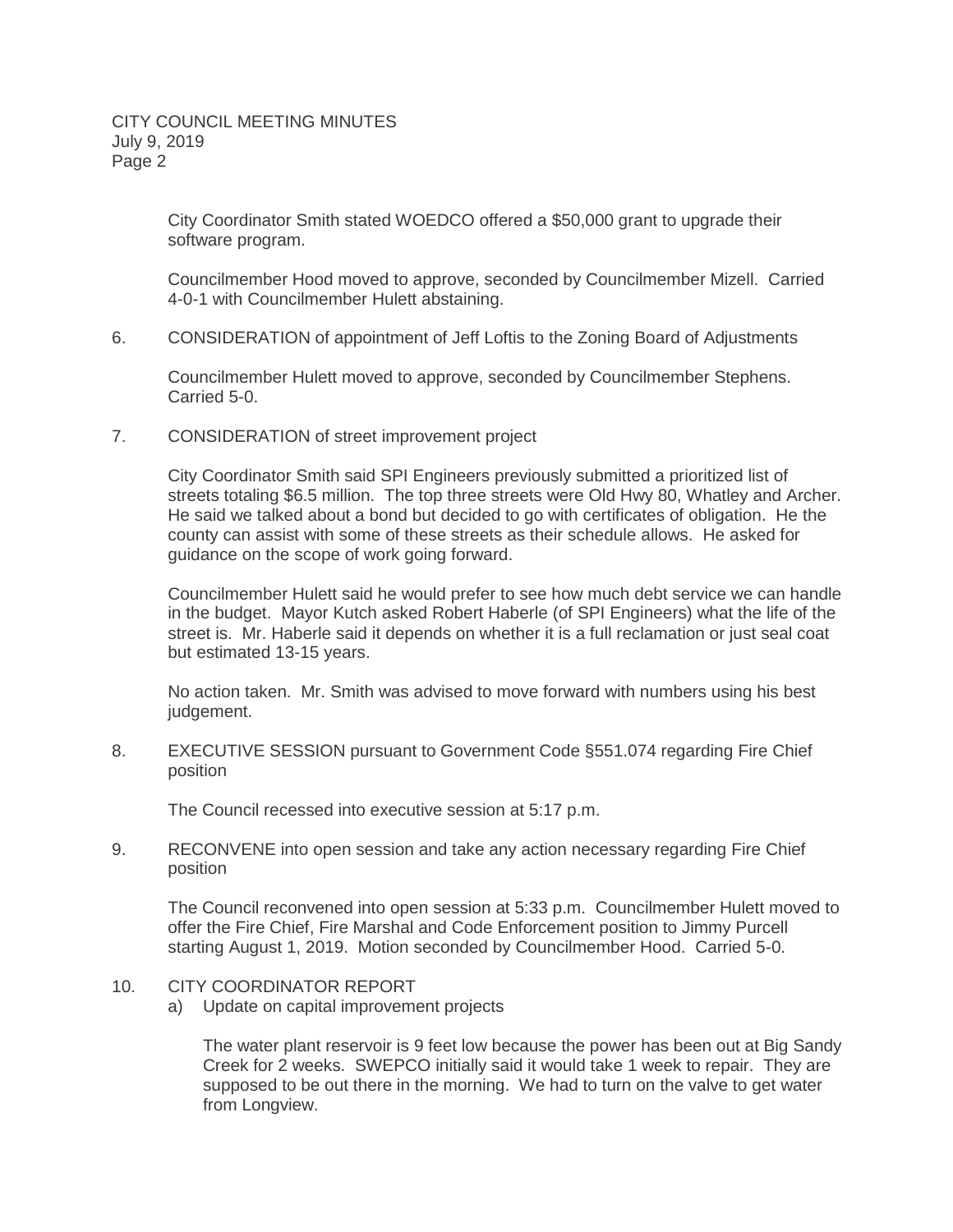City Coordinator Smith stated WOEDCO offered a $50,000 grant to upgrade their software program.

Councilmember Hood moved to approve, seconded by Councilmember Mizell. Carried 4-0-1 with Councilmember Hulett abstaining.

6. CONSIDERATION of appointment of Jeff Loftis to the Zoning Board of Adjustments

   Councilmember Hulett moved to approve, seconded by Councilmember Stephens. Carried 5-0.

7. CONSIDERATION of street improvement project

   City Coordinator Smith said SPI Engineers previously submitted a prioritized list of streets totaling $6.5 million. The top three streets were Old Hwy 80, Whatley and Archer. He said we talked about a bond but decided to go with certificates of obligation. He the county can assist with some of these streets as their schedule allows. He asked for guidance on the scope of work going forward.

   Councilmember Hulett said he would prefer to see how much debt service we can handle in the budget. Mayor Kutch asked Robert Haberle (of SPI Engineers) what the life of the street is. Mr. Haberle said it depends on whether it is a full reclamation or just seal coat but estimated 13-15 years.

   No action taken. Mr. Smith was advised to move forward with numbers using his best judgement.

8. EXECUTIVE SESSION pursuant to Government Code §551.074 regarding Fire Chief position

   The Council recessed into executive session at 5:17 p.m.

9. RECONVENE into open session and take any action necessary regarding Fire Chief position

   The Council reconvened into open session at 5:33 p.m. Councilmember Hulett moved to offer the Fire Chief, Fire Marshal and Code Enforcement position to Jimmy Purcell starting August 1, 2019. Motion seconded by Councilmember Hood. Carried 5-0.

10. CITY COORDINATOR REPORT

    a) Update on capital improvement projects

       The water plant reservoir is 9 feet low because the power has been out at Big Sandy Creek for 2 weeks. SWEPCO initially said it would take 1 week to repair. They are supposed to be out there in the morning. We had to turn on the valve to get water from Longview.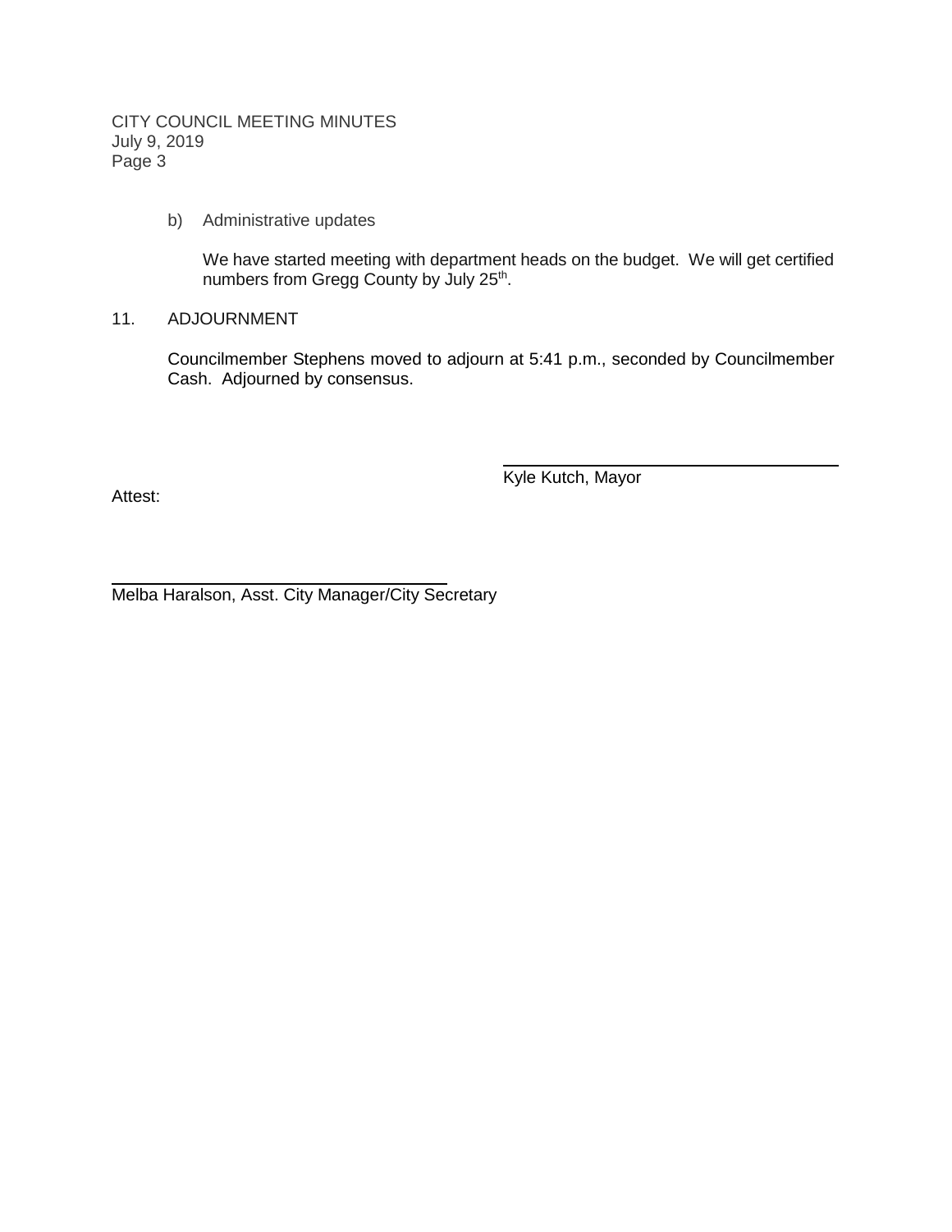b) Administrative updates

We have started meeting with department heads on the budget. We will get certified numbers from Gregg County by July 25th.

11. ADJOURNMENT

Councilmember Stephens moved to adjourn at 5:41 p.m., seconded by Councilmember Cash. Adjourned by consensus.

Kyle Kutch, Mayor

Attest:

Melba Haralson, Asst. City Manager/City Secretary